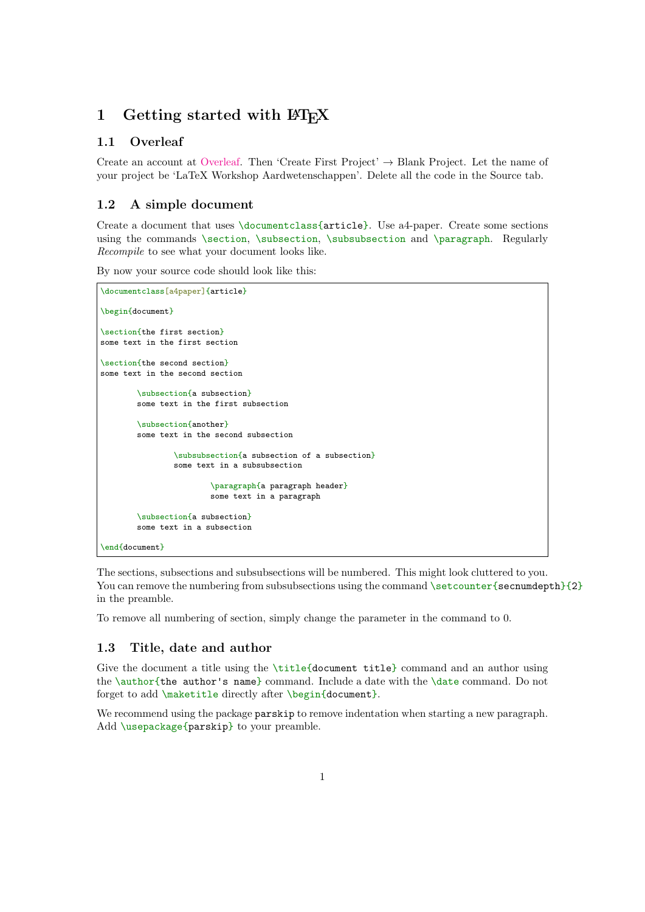# 1 Getting started with LaTeX

## 1.1 Overleaf

Create an account at Overleaf. Then 'Create First Project' → Blank Project. Let the name of your project be 'LaTeX Workshop Aardwetenschappen'. Delete all the code in the Source tab.

## 1.2 A simple document

Create a document that uses `\documentclass{article}`. Use a4-paper. Create some sections using the commands `\section`, `\subsection`, `\subsubsection` and `\paragraph`. Regularly *Recompile* to see what your document looks like.

By now your source code should look like this:

```
\documentclass[a4paper]{article}

\begin{document}

\section{the first section}
some text in the first section

\section{the second section}
some text in the second section

        \subsection{a subsection}
        some text in the first subsection

        \subsection{another}
        some text in the second subsection

                \subsubsection{a subsection of a subsection}
                some text in a subsubsection

                        \paragraph{a paragraph header}
                        some text in a paragraph

        \subsection{a subsection}
        some text in a subsection

\end{document}
```

The sections, subsections and subsubsections will be numbered. This might look cluttered to you. You can remove the numbering from subsubsections using the command `\setcounter{secnumdepth}{2}` in the preamble.

To remove all numbering of section, simply change the parameter in the command to 0.

## 1.3 Title, date and author

Give the document a title using the `\title{document title}` command and an author using the `\author{the author's name}` command. Include a date with the `\date` command. Do not forget to add `\maketitle` directly after `\begin{document}`.

We recommend using the package `parskip` to remove indentation when starting a new paragraph. Add `\usepackage{parskip}` to your preamble.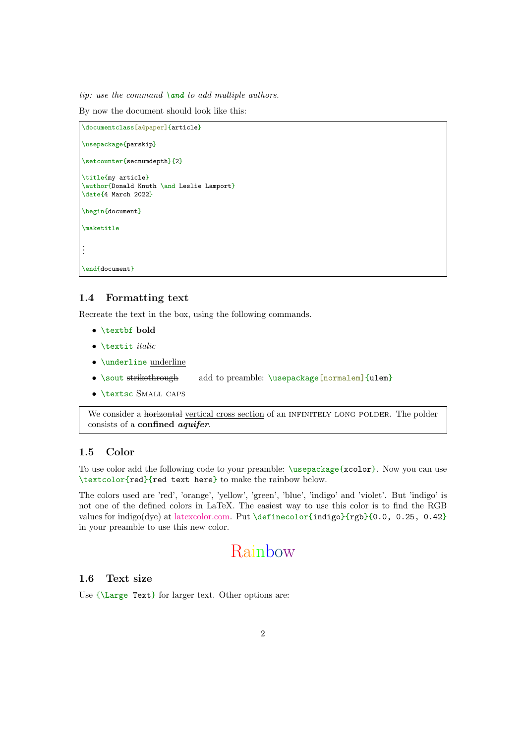*tip: use the command `\and` to add multiple authors.*

By now the document should look like this:

```
\documentclass[a4paper]{article}

\usepackage{parskip}

\setcounter{secnumdepth}{2}

\title{my article}
\author{Donald Knuth \and Leslie Lamport}
\date{4 March 2022}

\begin{document}

\maketitle

⋮

\end{document}
```

### 1.4 Formatting text

Recreate the text in the box, using the following commands.

- `\textbf` **bold**
- `\textit` *italic*
- `\underline` underline
- `\sout` ~~strikethrough~~  add to preamble: `\usepackage[normalem]{ulem}`
- `\textsc` Small caps

> We consider a ~~horizontal~~ vertical cross section of an INFINITELY LONG POLDER. The polder consists of a **confined** ***aquifer***.

### 1.5 Color

To use color add the following code to your preamble: `\usepackage{xcolor}`. Now you can use `\textcolor{red}{red text here}` to make the rainbow below.

The colors used are 'red', 'orange', 'yellow', 'green', 'blue', 'indigo' and 'violet'. But 'indigo' is not one of the defined colors in LaTeX. The easiest way to use this color is to find the RGB values for indigo(dye) at latexcolor.com. Put `\definecolor{indigo}{rgb}{0.0, 0.25, 0.42}` in your preamble to use this new color.

Rainbow

### 1.6 Text size

Use `{\Large Text}` for larger text. Other options are: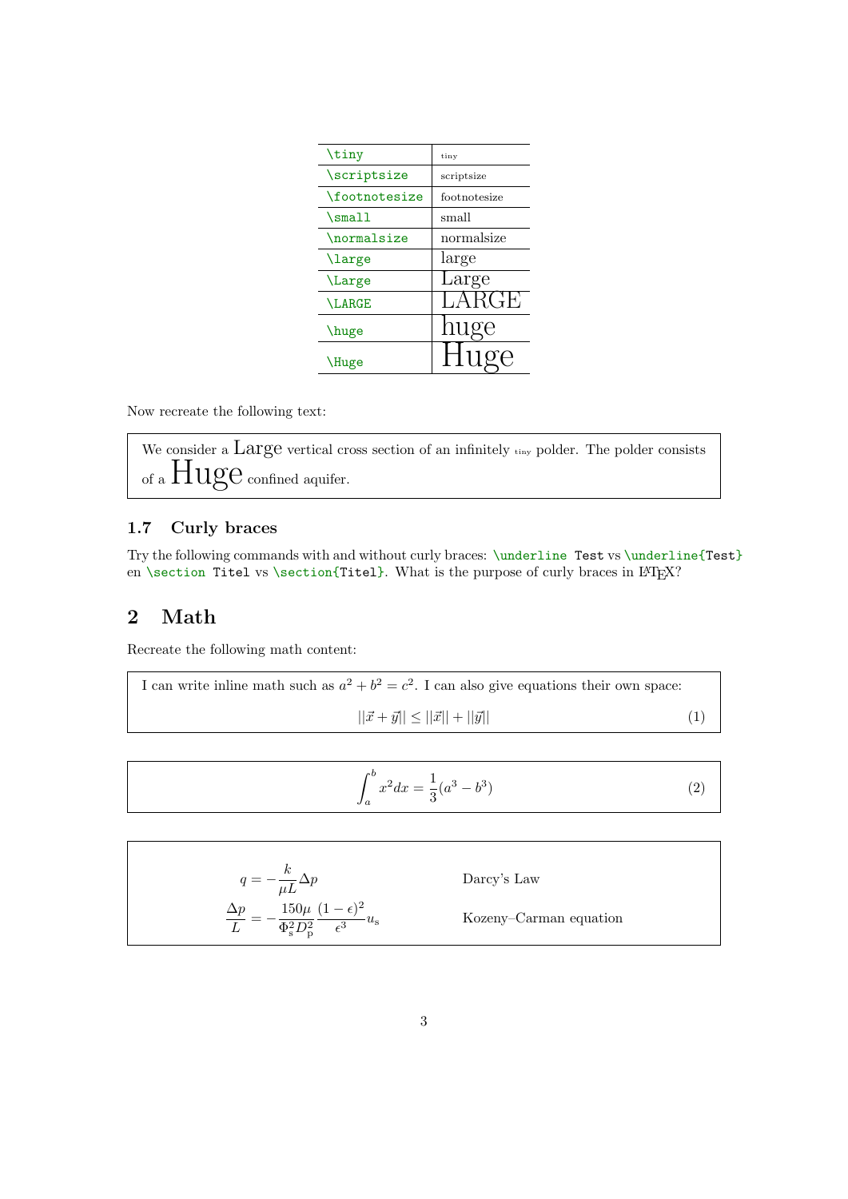| `\tiny` | tiny |
|---|---|
| `\scriptsize` | scriptsize |
| `\footnotesize` | footnotesize |
| `\small` | small |
| `\normalsize` | normalsize |
| `\large` | large |
| `\Large` | Large |
| `\LARGE` | LARGE |
| `\huge` | huge |
| `\Huge` | Huge |

Now recreate the following text:

> We consider a Large vertical cross section of an infinitely tiny polder. The polder consists of a Huge confined aquifer.

### 1.7 Curly braces

Try the following commands with and without curly braces: `\underline Test` vs `\underline{Test}` en `\section Titel` vs `\section{Titel}`. What is the purpose of curly braces in LaTeX?

## 2 Math

Recreate the following math content:

> I can write inline math such as $a^2 + b^2 = c^2$. I can also give equations their own space:
>
> $$||\vec{x} + \vec{y}|| \leq ||\vec{x}|| + ||\vec{y}|| \tag{1}$$

$$\int_a^b x^2 dx = \frac{1}{3}(a^3 - b^3) \tag{2}$$

| | |
|---|---|
| $q = -\dfrac{k}{\mu L}\Delta p$ | Darcy's Law |
| $\dfrac{\Delta p}{L} = -\dfrac{150\mu}{\Phi_\mathrm{s}^2 D_\mathrm{p}^2}\dfrac{(1-\epsilon)^2}{\epsilon^3}u_\mathrm{s}$ | Kozeny–Carman equation |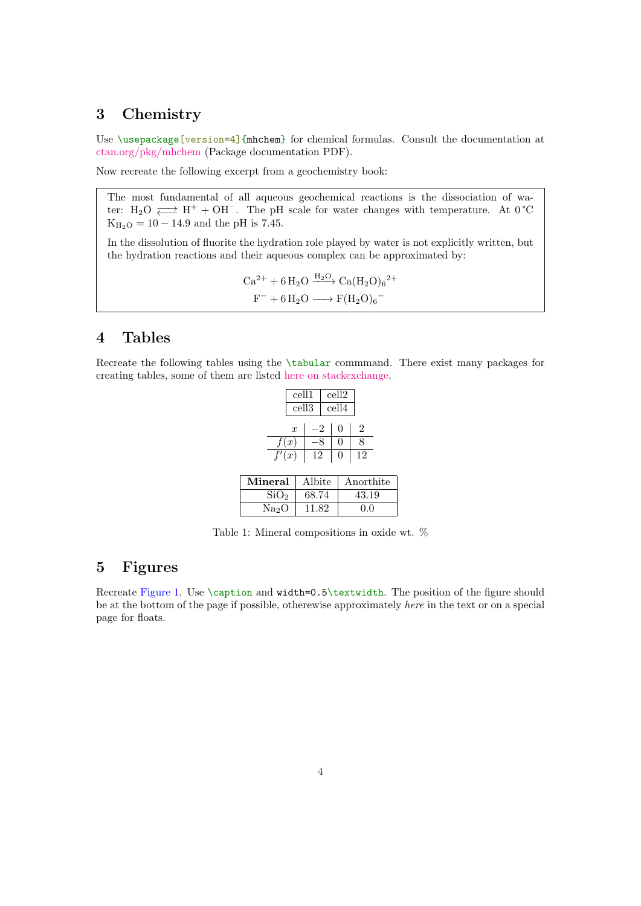## 3 Chemistry

Use `\usepackage[version=4]{mhchem}` for chemical formulas. Consult the documentation at ctan.org/pkg/mhchem (Package documentation PDF).

Now recreate the following excerpt from a geochemistry book:

> The most fundamental of all aqueous geochemical reactions is the dissociation of water: $H_2O \rightleftharpoons H^+ + OH^-$. The pH scale for water changes with temperature. At 0 °C $K_{H_2O} = 10 - 14.9$ and the pH is 7.45.
>
> In the dissolution of fluorite the hydration role played by water is not explicitly written, but the hydration reactions and their aqueous complex can be approximated by:
>
> $$Ca^{2+} + 6\,H_2O \xrightarrow{H_2O} Ca(H_2O)_6{}^{2+}$$
> $$F^- + 6\,H_2O \longrightarrow F(H_2O)_6{}^-$$

## 4 Tables

Recreate the following tables using the `\tabular` commmand. There exist many packages for creating tables, some of them are listed here on stackexchange.

| cell1 | cell2 |
|---|---|
| cell3 | cell4 |

| $x$ | $-2$ | 0 | 2 |
|---|---|---|---|
| $f(x)$ | $-8$ | 0 | 8 |
| $f'(x)$ | 12 | 0 | 12 |

| **Mineral** | Albite | Anorthite |
|---|---|---|
| $SiO_2$ | 68.74 | 43.19 |
| $Na_2O$ | 11.82 | 0.0 |

Table 1: Mineral compositions in oxide wt. %

## 5 Figures

Recreate Figure 1. Use `\caption` and `width=0.5\textwidth`. The position of the figure should be at the bottom of the page if possible, otherwise approximately *here* in the text or on a special page for floats.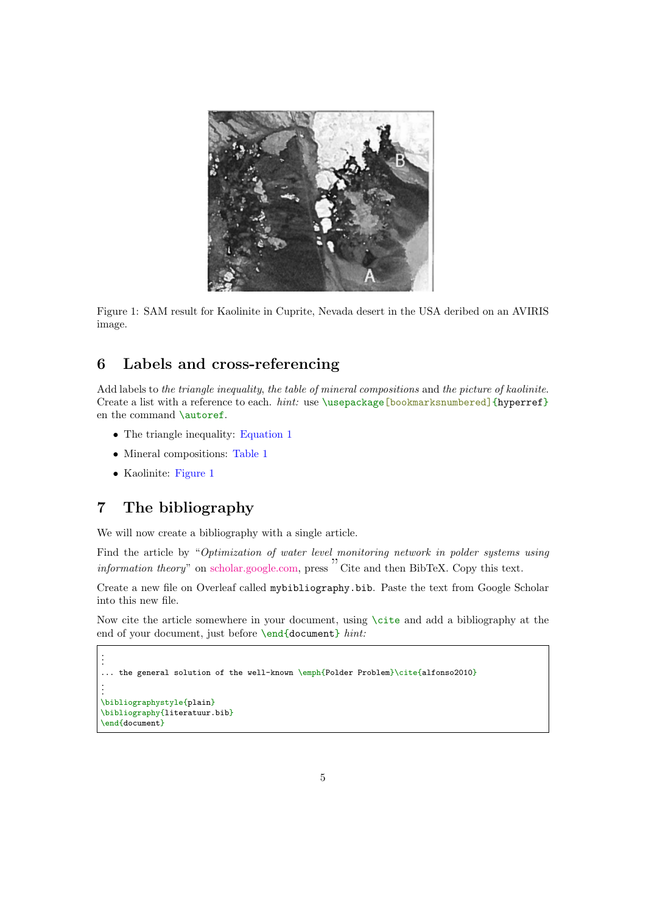Figure 1: SAM result for Kaolinite in Cuprite, Nevada desert in the USA deribed on an AVIRIS image.

## 6 Labels and cross-referencing

Add labels to *the triangle inequality*, *the table of mineral compositions* and *the picture of kaolinite*. Create a list with a reference to each. *hint:* use `\usepackage[bookmarksnumbered]{hyperref}` en the command `\autoref`.

- The triangle inequality: Equation 1
- Mineral compositions: Table 1
- Kaolinite: Figure 1

## 7 The bibliography

We will now create a bibliography with a single article.

Find the article by "*Optimization of water level monitoring network in polder systems using information theory*" on scholar.google.com, press " Cite and then BibTeX. Copy this text.

Create a new file on Overleaf called `mybibliography.bib`. Paste the text from Google Scholar into this new file.

Now cite the article somewhere in your document, using `\cite` and add a bibliography at the end of your document, just before `\end{document}` *hint:*

```
⋮
... the general solution of the well-known \emph{Polder Problem}\cite{alfonso2010}
⋮
\bibliographystyle{plain}
\bibliography{literatuur.bib}
\end{document}
```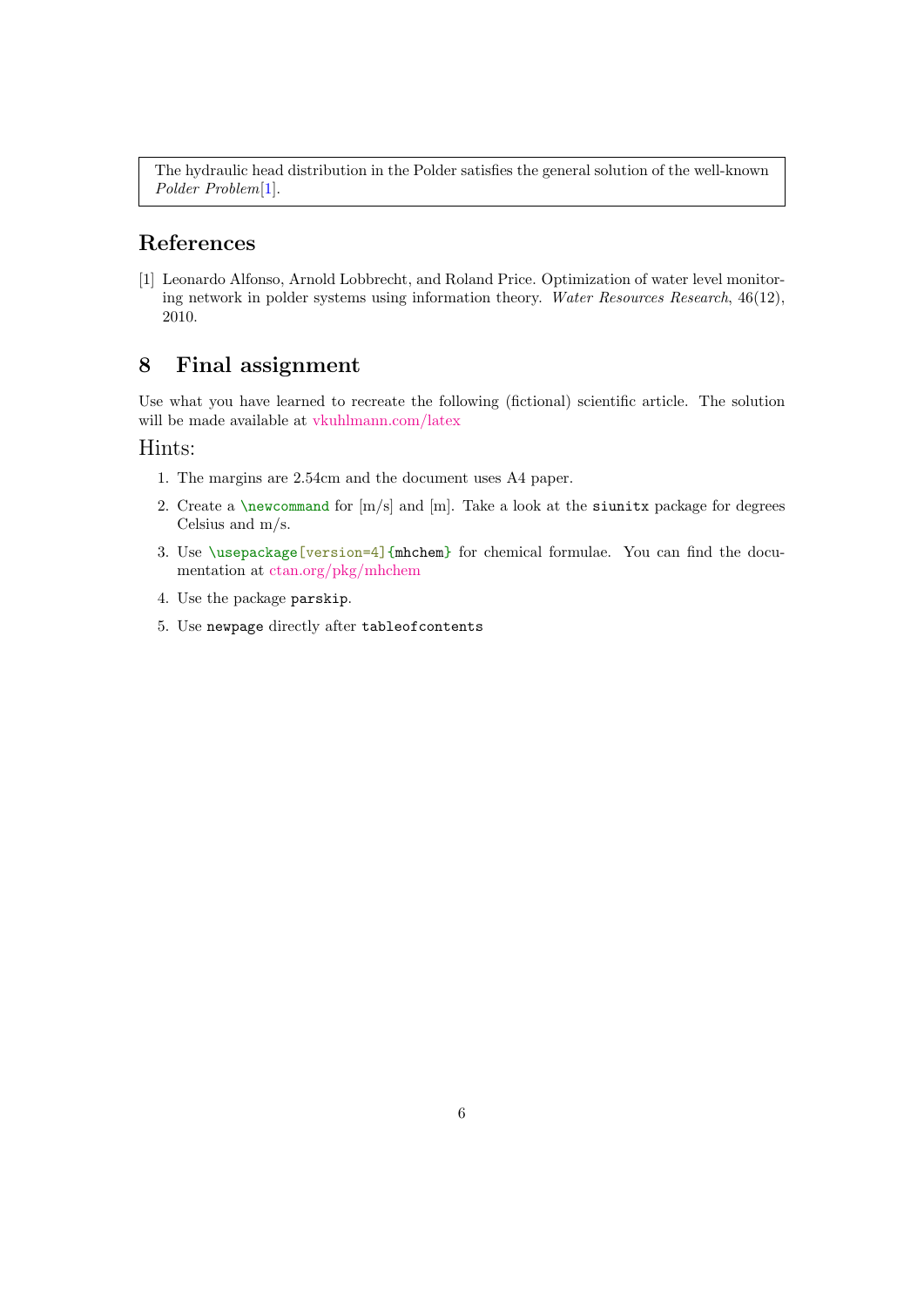The hydraulic head distribution in the Polder satisfies the general solution of the well-known *Polder Problem*[1].

## References

[1] Leonardo Alfonso, Arnold Lobbrecht, and Roland Price. Optimization of water level monitoring network in polder systems using information theory. *Water Resources Research*, 46(12), 2010.

# 8 Final assignment

Use what you have learned to recreate the following (fictional) scientific article. The solution will be made available at vkuhlmann.com/latex

## Hints:

1. The margins are 2.54cm and the document uses A4 paper.
2. Create a `\newcommand` for [m/s] and [m]. Take a look at the `siunitx` package for degrees Celsius and m/s.
3. Use `\usepackage[version=4]{mhchem}` for chemical formulae. You can find the documentation at ctan.org/pkg/mhchem
4. Use the package `parskip`.
5. Use `newpage` directly after `tableofcontents`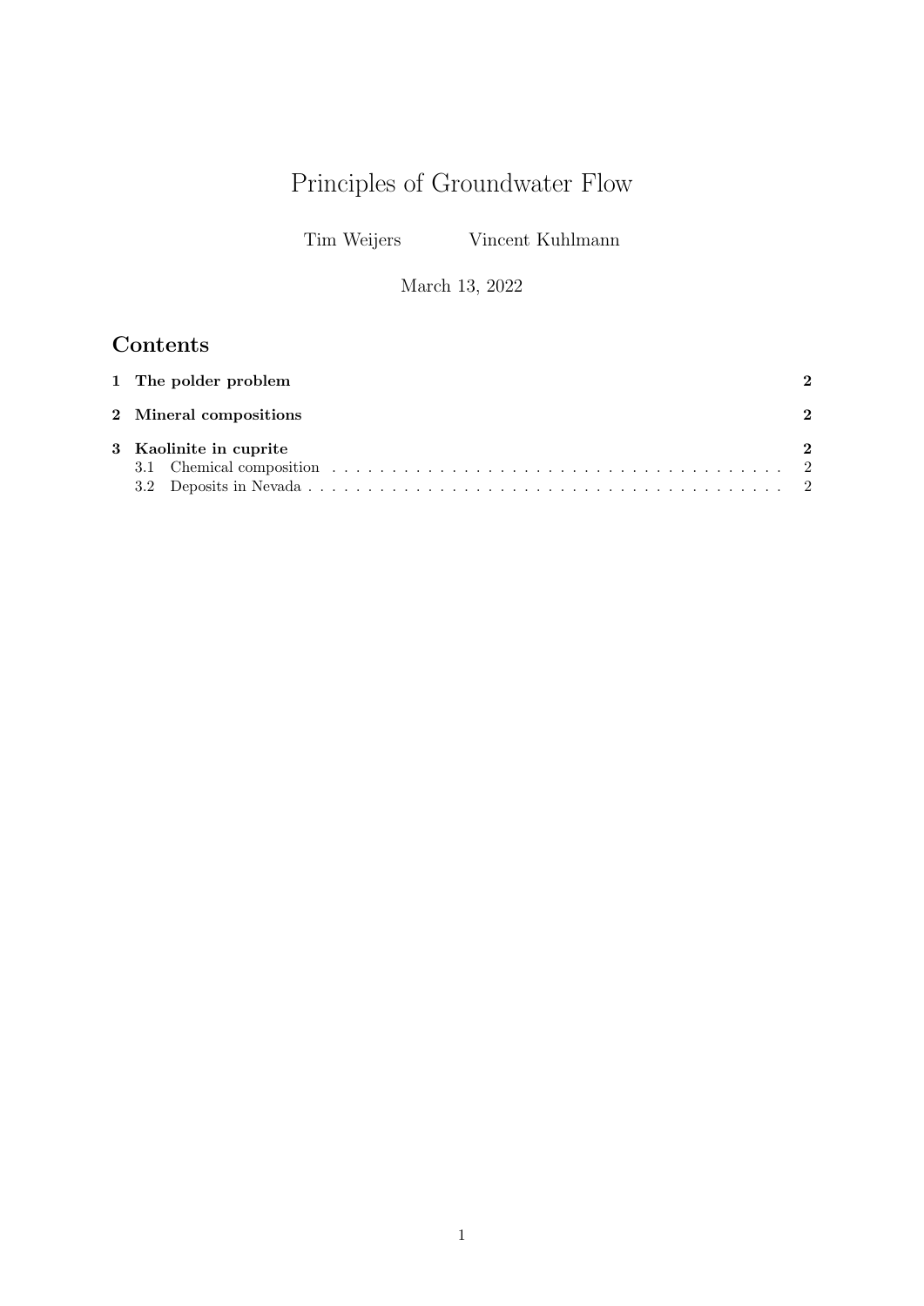# Principles of Groundwater Flow

Tim Weijers    Vincent Kuhlmann

March 13, 2022

## Contents

**1 The polder problem** **2**

**2 Mineral compositions** **2**

**3 Kaolinite in cuprite** **2**

3.1 Chemical composition . . . . . . . . . . . . . . . . . . . . . . . . . . . . . . . . . . . . . . . . . 2

3.2 Deposits in Nevada . . . . . . . . . . . . . . . . . . . . . . . . . . . . . . . . . . . . . . . . . . 2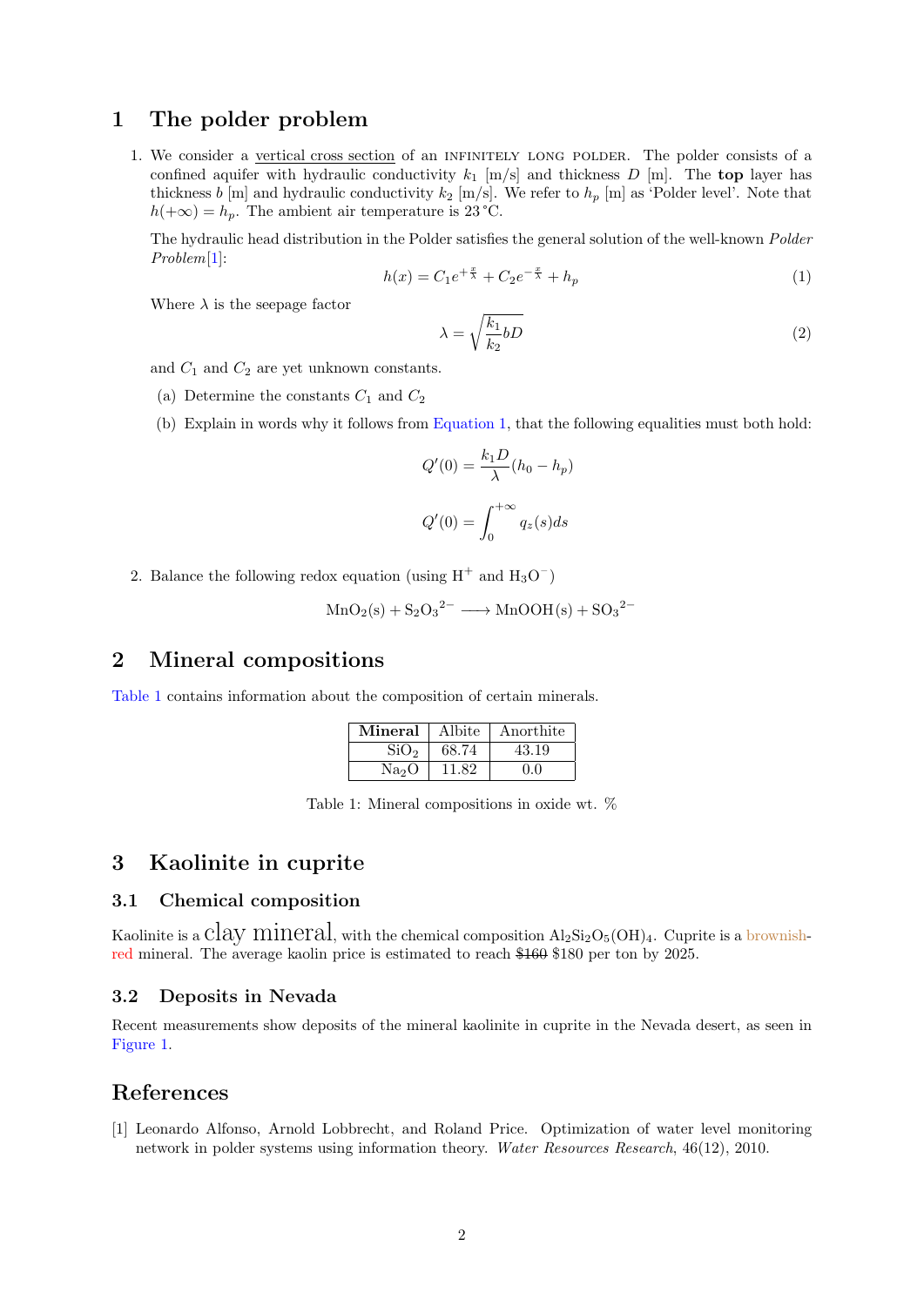# 1 The polder problem

1. We consider a vertical cross section of an INFINITELY LONG POLDER. The polder consists of a confined aquifer with hydraulic conductivity $k_1$ [m/s] and thickness $D$ [m]. The **top** layer has thickness $b$ [m] and hydraulic conductivity $k_2$ [m/s]. We refer to $h_p$ [m] as 'Polder level'. Note that $h(+\infty) = h_p$. The ambient air temperature is 23 °C.

   The hydraulic head distribution in the Polder satisfies the general solution of the well-known *Polder Problem*[1]:

   $$h(x) = C_1 e^{+\frac{x}{\lambda}} + C_2 e^{-\frac{x}{\lambda}} + h_p \tag{1}$$

   Where $\lambda$ is the seepage factor

   $$\lambda = \sqrt{\frac{k_1}{k_2} bD} \tag{2}$$

   and $C_1$ and $C_2$ are yet unknown constants.

   (a) Determine the constants $C_1$ and $C_2$

   (b) Explain in words why it follows from Equation 1, that the following equalities must both hold:

   $$Q'(0) = \frac{k_1 D}{\lambda}(h_0 - h_p)$$

   $$Q'(0) = \int_0^{+\infty} q_z(s) ds$$

2. Balance the following redox equation (using $H^+$ and $H_3O^-$)

   $$MnO_2(s) + {S_2O_3}^{2-} \longrightarrow MnOOH(s) + {SO_3}^{2-}$$

# 2 Mineral compositions

Table 1 contains information about the composition of certain minerals.

| **Mineral** | Albite | Anorthite |
|---|---|---|
| $SiO_2$ | 68.74 | 43.19 |
| $Na_2O$ | 11.82 | 0.0 |

Table 1: Mineral compositions in oxide wt. %

# 3 Kaolinite in cuprite

## 3.1 Chemical composition

Kaolinite is a clay mineral, with the chemical composition $Al_2Si_2O_5(OH)_4$. Cuprite is a brownish-red mineral. The average kaolin price is estimated to reach ~~$160~~ $180 per ton by 2025.

## 3.2 Deposits in Nevada

Recent measurements show deposits of the mineral kaolinite in cuprite in the Nevada desert, as seen in Figure 1.

# References

[1] Leonardo Alfonso, Arnold Lobbrecht, and Roland Price. Optimization of water level monitoring network in polder systems using information theory. *Water Resources Research*, 46(12), 2010.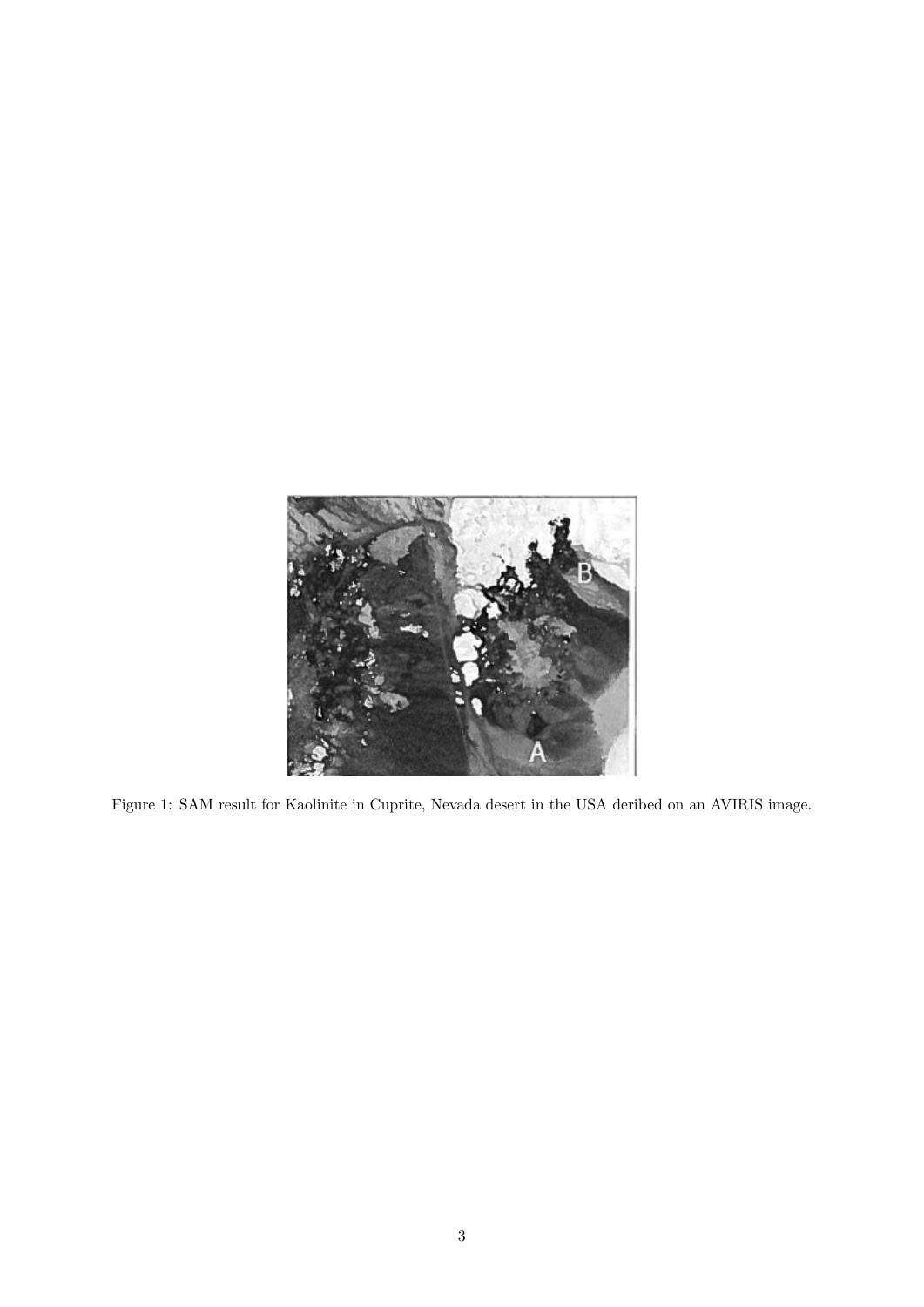Figure 1: SAM result for Kaolinite in Cuprite, Nevada desert in the USA deribed on an AVIRIS image.